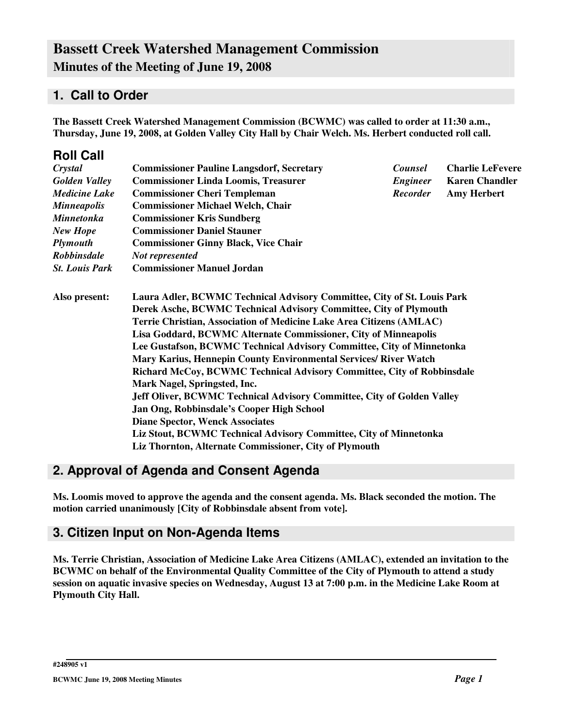# Bassett Creek Watershed Management Commission

## Minutes of the Meeting of June 19, 2008

## 1. Call to Order

**The Bassett Creek Watershed Management Commission (BCWMC) was called to order at 11:30 a.m., Thursday, June 19, 2008, at Golden Valley City Hall by Chair Welch. Ms. Herbert conducted roll call.**

### Roll Call

| | | | |
|---|---|---|---|
| ***Crystal*** | **Commissioner Pauline Langsdorf, Secretary** | ***Counsel*** | **Charlie LeFevere** |
| ***Golden Valley*** | **Commissioner Linda Loomis, Treasurer** | ***Engineer*** | **Karen Chandler** |
| ***Medicine Lake*** | **Commissioner Cheri Templeman** | ***Recorder*** | **Amy Herbert** |
| ***Minneapolis*** | **Commissioner Michael Welch, Chair** | | |
| ***Minnetonka*** | **Commissioner Kris Sundberg** | | |
| ***New Hope*** | **Commissioner Daniel Stauner** | | |
| ***Plymouth*** | **Commissioner Ginny Black, Vice Chair** | | |
| ***Robbinsdale*** | ***Not represented*** | | |
| ***St. Louis Park*** | **Commissioner Manuel Jordan** | | |

**Also present:**

**Laura Adler, BCWMC Technical Advisory Committee, City of St. Louis Park**
**Derek Asche, BCWMC Technical Advisory Committee, City of Plymouth**
**Terrie Christian, Association of Medicine Lake Area Citizens (AMLAC)**
**Lisa Goddard, BCWMC Alternate Commissioner, City of Minneapolis**
**Lee Gustafson, BCWMC Technical Advisory Committee, City of Minnetonka**
**Mary Karius, Hennepin County Environmental Services/ River Watch**
**Richard McCoy, BCWMC Technical Advisory Committee, City of Robbinsdale**
**Mark Nagel, Springsted, Inc.**
**Jeff Oliver, BCWMC Technical Advisory Committee, City of Golden Valley**
**Jan Ong, Robbinsdale's Cooper High School**
**Diane Spector, Wenck Associates**
**Liz Stout, BCWMC Technical Advisory Committee, City of Minnetonka**
**Liz Thornton, Alternate Commissioner, City of Plymouth**

## 2. Approval of Agenda and Consent Agenda

**Ms. Loomis moved to approve the agenda and the consent agenda. Ms. Black seconded the motion. The motion carried unanimously [City of Robbinsdale absent from vote].**

## 3. Citizen Input on Non-Agenda Items

**Ms. Terrie Christian, Association of Medicine Lake Area Citizens (AMLAC), extended an invitation to the BCWMC on behalf of the Environmental Quality Committee of the City of Plymouth to attend a study session on aquatic invasive species on Wednesday, August 13 at 7:00 p.m. in the Medicine Lake Room at Plymouth City Hall.**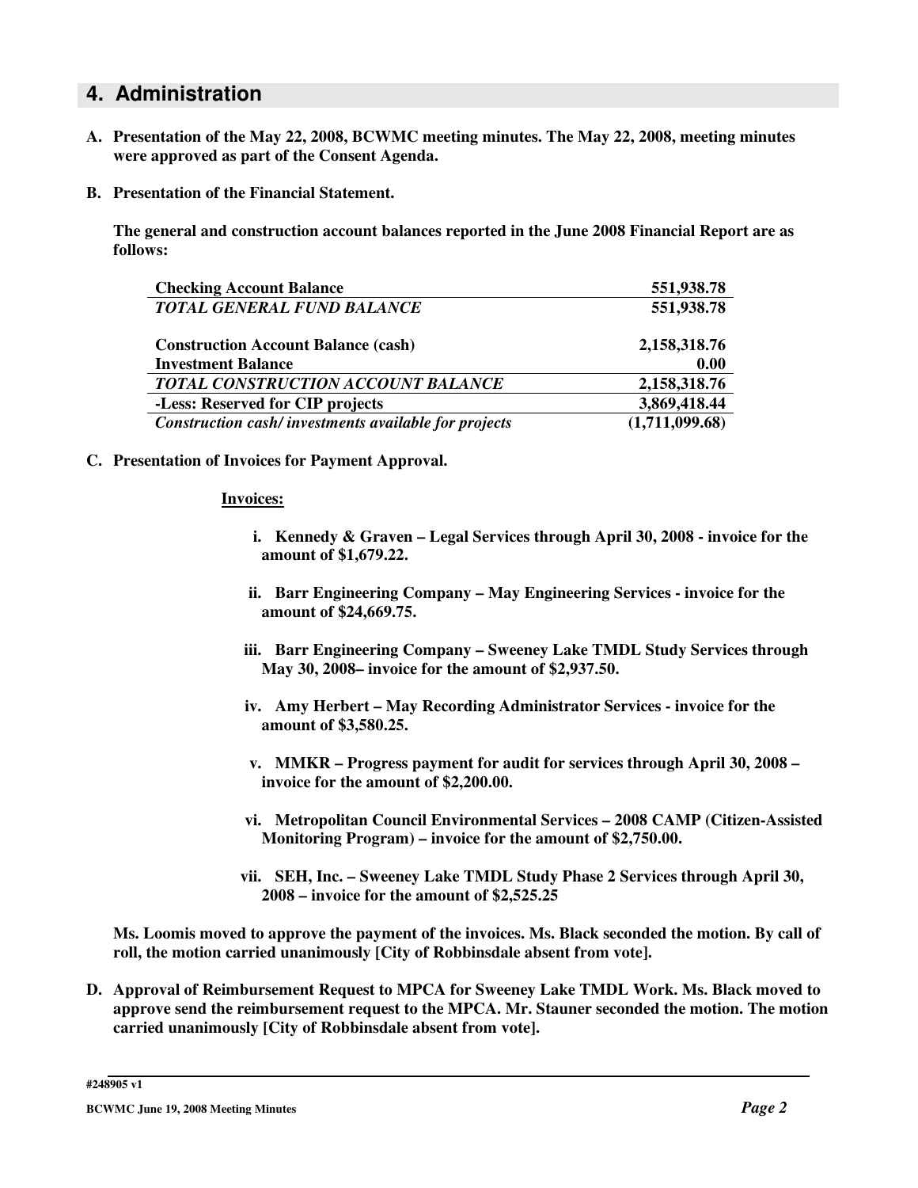## 4. Administration

**A. Presentation of the May 22, 2008, BCWMC meeting minutes. The May 22, 2008, meeting minutes were approved as part of the Consent Agenda.**

**B. Presentation of the Financial Statement.**

**The general and construction account balances reported in the June 2008 Financial Report are as follows:**

| | |
|---|---|
| **Checking Account Balance** | **551,938.78** |
| ***TOTAL GENERAL FUND BALANCE*** | **551,938.78** |
| | |
| **Construction Account Balance (cash)** | **2,158,318.76** |
| **Investment Balance** | **0.00** |
| ***TOTAL CONSTRUCTION ACCOUNT BALANCE*** | **2,158,318.76** |
| **-Less: Reserved for CIP projects** | **3,869,418.44** |
| ***Construction cash/ investments available for projects*** | **(1,711,099.68)** |

**C. Presentation of Invoices for Payment Approval.**

**Invoices:**

- **i. Kennedy & Graven – Legal Services through April 30, 2008 - invoice for the amount of $1,679.22.**
- **ii. Barr Engineering Company – May Engineering Services - invoice for the amount of $24,669.75.**
- **iii. Barr Engineering Company – Sweeney Lake TMDL Study Services through May 30, 2008– invoice for the amount of $2,937.50.**
- **iv. Amy Herbert – May Recording Administrator Services - invoice for the amount of $3,580.25.**
- **v. MMKR – Progress payment for audit for services through April 30, 2008 – invoice for the amount of $2,200.00.**
- **vi. Metropolitan Council Environmental Services – 2008 CAMP (Citizen-Assisted Monitoring Program) – invoice for the amount of $2,750.00.**
- **vii. SEH, Inc. – Sweeney Lake TMDL Study Phase 2 Services through April 30, 2008 – invoice for the amount of $2,525.25**

**Ms. Loomis moved to approve the payment of the invoices. Ms. Black seconded the motion. By call of roll, the motion carried unanimously [City of Robbinsdale absent from vote].**

**D. Approval of Reimbursement Request to MPCA for Sweeney Lake TMDL Work. Ms. Black moved to approve send the reimbursement request to the MPCA. Mr. Stauner seconded the motion. The motion carried unanimously [City of Robbinsdale absent from vote].**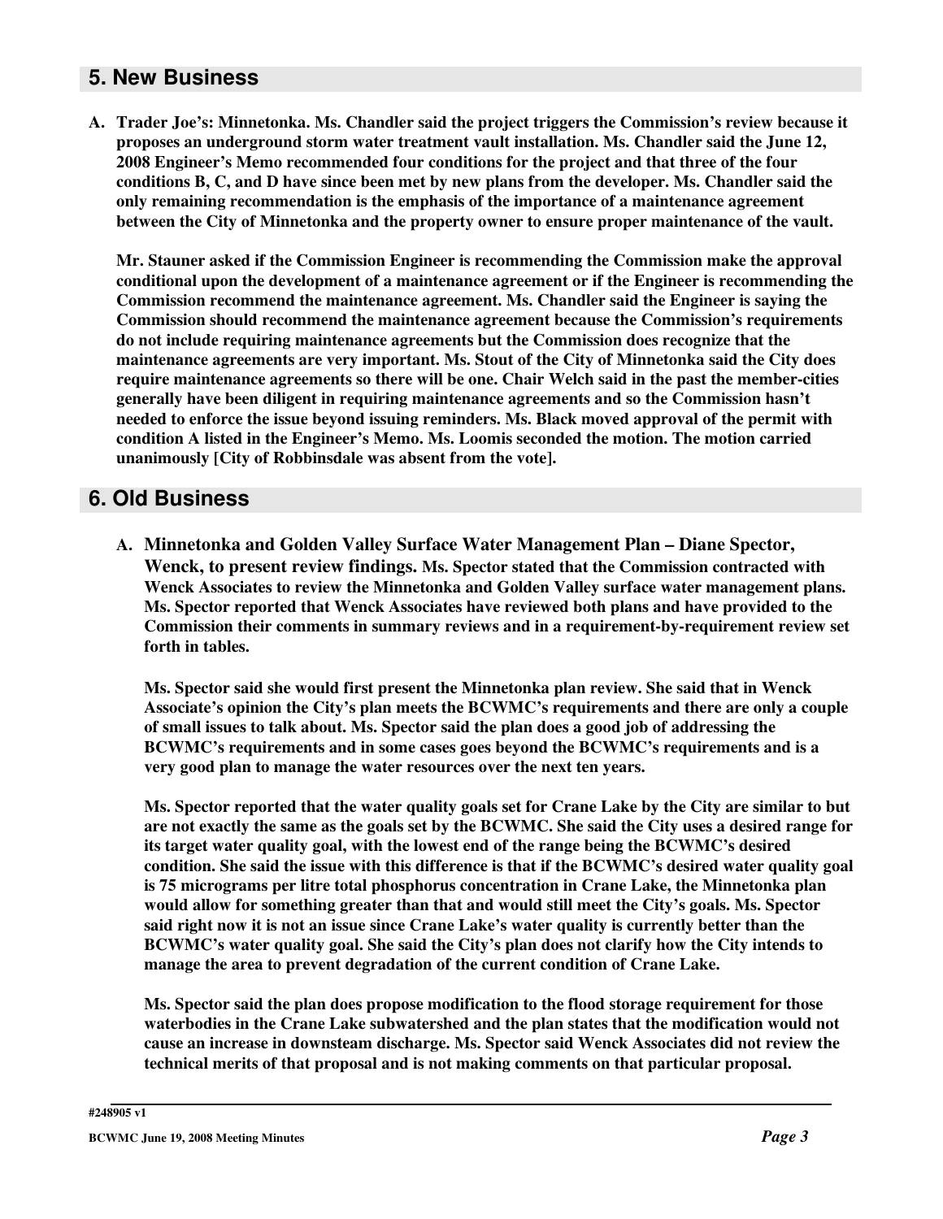## 5. New Business

**A. Trader Joe's: Minnetonka. Ms. Chandler said the project triggers the Commission's review because it proposes an underground storm water treatment vault installation. Ms. Chandler said the June 12, 2008 Engineer's Memo recommended four conditions for the project and that three of the four conditions B, C, and D have since been met by new plans from the developer. Ms. Chandler said the only remaining recommendation is the emphasis of the importance of a maintenance agreement between the City of Minnetonka and the property owner to ensure proper maintenance of the vault.**

**Mr. Stauner asked if the Commission Engineer is recommending the Commission make the approval conditional upon the development of a maintenance agreement or if the Engineer is recommending the Commission recommend the maintenance agreement. Ms. Chandler said the Engineer is saying the Commission should recommend the maintenance agreement because the Commission's requirements do not include requiring maintenance agreements but the Commission does recognize that the maintenance agreements are very important. Ms. Stout of the City of Minnetonka said the City does require maintenance agreements so there will be one. Chair Welch said in the past the member-cities generally have been diligent in requiring maintenance agreements and so the Commission hasn't needed to enforce the issue beyond issuing reminders. Ms. Black moved approval of the permit with condition A listed in the Engineer's Memo. Ms. Loomis seconded the motion. The motion carried unanimously [City of Robbinsdale was absent from the vote].**

## 6. Old Business

**A. Minnetonka and Golden Valley Surface Water Management Plan – Diane Spector, Wenck, to present review findings. Ms. Spector stated that the Commission contracted with Wenck Associates to review the Minnetonka and Golden Valley surface water management plans. Ms. Spector reported that Wenck Associates have reviewed both plans and have provided to the Commission their comments in summary reviews and in a requirement-by-requirement review set forth in tables.**

**Ms. Spector said she would first present the Minnetonka plan review. She said that in Wenck Associate's opinion the City's plan meets the BCWMC's requirements and there are only a couple of small issues to talk about. Ms. Spector said the plan does a good job of addressing the BCWMC's requirements and in some cases goes beyond the BCWMC's requirements and is a very good plan to manage the water resources over the next ten years.**

**Ms. Spector reported that the water quality goals set for Crane Lake by the City are similar to but are not exactly the same as the goals set by the BCWMC. She said the City uses a desired range for its target water quality goal, with the lowest end of the range being the BCWMC's desired condition. She said the issue with this difference is that if the BCWMC's desired water quality goal is 75 micrograms per litre total phosphorus concentration in Crane Lake, the Minnetonka plan would allow for something greater than that and would still meet the City's goals. Ms. Spector said right now it is not an issue since Crane Lake's water quality is currently better than the BCWMC's water quality goal. She said the City's plan does not clarify how the City intends to manage the area to prevent degradation of the current condition of Crane Lake.**

**Ms. Spector said the plan does propose modification to the flood storage requirement for those waterbodies in the Crane Lake subwatershed and the plan states that the modification would not cause an increase in downsteam discharge. Ms. Spector said Wenck Associates did not review the technical merits of that proposal and is not making comments on that particular proposal.**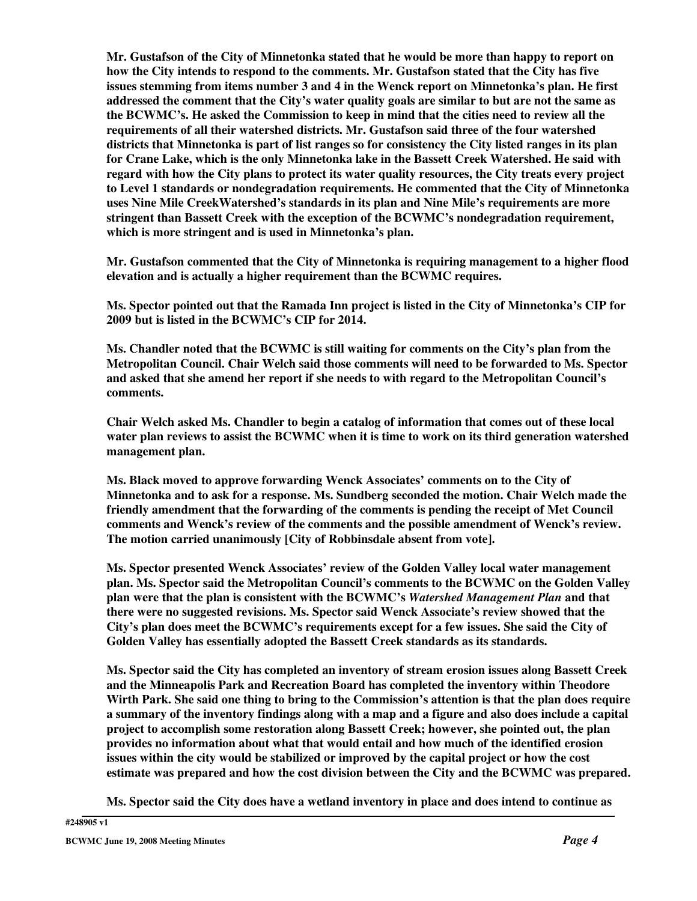**Mr. Gustafson of the City of Minnetonka stated that he would be more than happy to report on how the City intends to respond to the comments. Mr. Gustafson stated that the City has five issues stemming from items number 3 and 4 in the Wenck report on Minnetonka's plan. He first addressed the comment that the City's water quality goals are similar to but are not the same as the BCWMC's. He asked the Commission to keep in mind that the cities need to review all the requirements of all their watershed districts. Mr. Gustafson said three of the four watershed districts that Minnetonka is part of list ranges so for consistency the City listed ranges in its plan for Crane Lake, which is the only Minnetonka lake in the Bassett Creek Watershed. He said with regard with how the City plans to protect its water quality resources, the City treats every project to Level 1 standards or nondegradation requirements. He commented that the City of Minnetonka uses Nine Mile CreekWatershed's standards in its plan and Nine Mile's requirements are more stringent than Bassett Creek with the exception of the BCWMC's nondegradation requirement, which is more stringent and is used in Minnetonka's plan.**

**Mr. Gustafson commented that the City of Minnetonka is requiring management to a higher flood elevation and is actually a higher requirement than the BCWMC requires.**

**Ms. Spector pointed out that the Ramada Inn project is listed in the City of Minnetonka's CIP for 2009 but is listed in the BCWMC's CIP for 2014.**

**Ms. Chandler noted that the BCWMC is still waiting for comments on the City's plan from the Metropolitan Council. Chair Welch said those comments will need to be forwarded to Ms. Spector and asked that she amend her report if she needs to with regard to the Metropolitan Council's comments.**

**Chair Welch asked Ms. Chandler to begin a catalog of information that comes out of these local water plan reviews to assist the BCWMC when it is time to work on its third generation watershed management plan.**

**Ms. Black moved to approve forwarding Wenck Associates' comments on to the City of Minnetonka and to ask for a response. Ms. Sundberg seconded the motion. Chair Welch made the friendly amendment that the forwarding of the comments is pending the receipt of Met Council comments and Wenck's review of the comments and the possible amendment of Wenck's review. The motion carried unanimously [City of Robbinsdale absent from vote].**

**Ms. Spector presented Wenck Associates' review of the Golden Valley local water management plan. Ms. Spector said the Metropolitan Council's comments to the BCWMC on the Golden Valley plan were that the plan is consistent with the BCWMC's *Watershed Management Plan* and that there were no suggested revisions. Ms. Spector said Wenck Associate's review showed that the City's plan does meet the BCWMC's requirements except for a few issues. She said the City of Golden Valley has essentially adopted the Bassett Creek standards as its standards.**

**Ms. Spector said the City has completed an inventory of stream erosion issues along Bassett Creek and the Minneapolis Park and Recreation Board has completed the inventory within Theodore Wirth Park. She said one thing to bring to the Commission's attention is that the plan does require a summary of the inventory findings along with a map and a figure and also does include a capital project to accomplish some restoration along Bassett Creek; however, she pointed out, the plan provides no information about what that would entail and how much of the identified erosion issues within the city would be stabilized or improved by the capital project or how the cost estimate was prepared and how the cost division between the City and the BCWMC was prepared.**

**Ms. Spector said the City does have a wetland inventory in place and does intend to continue as**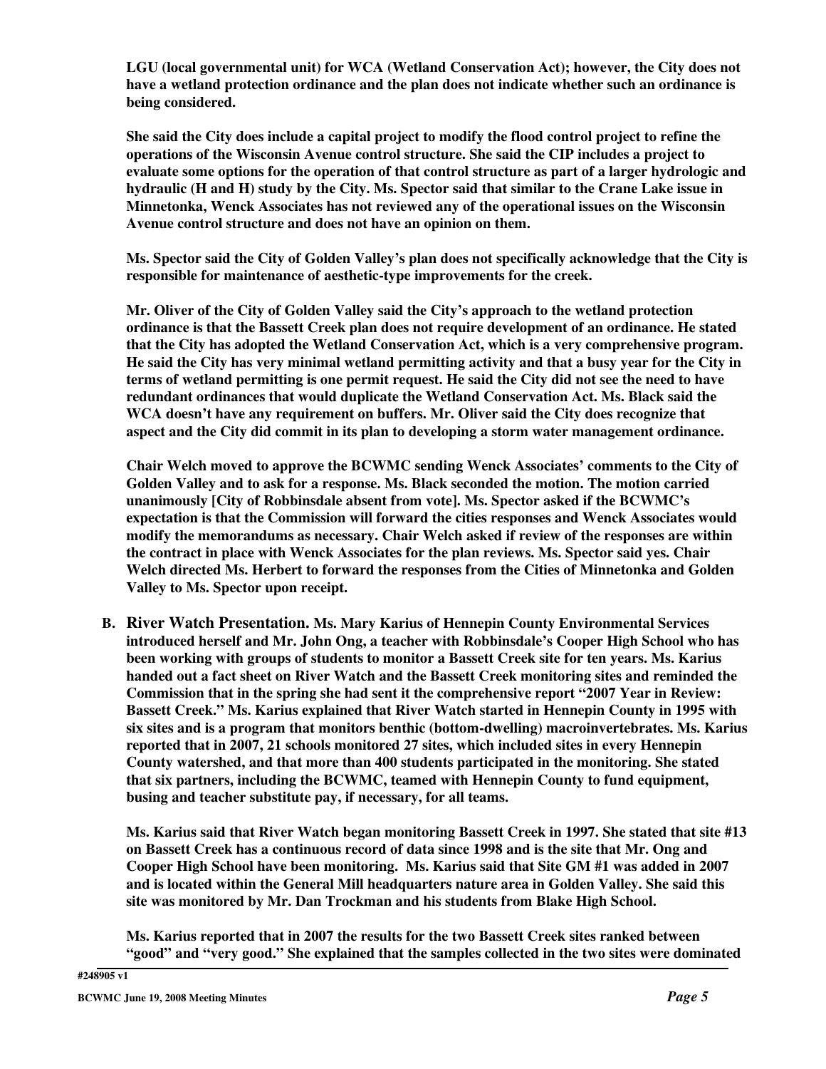**LGU (local governmental unit) for WCA (Wetland Conservation Act); however, the City does not have a wetland protection ordinance and the plan does not indicate whether such an ordinance is being considered.**

**She said the City does include a capital project to modify the flood control project to refine the operations of the Wisconsin Avenue control structure. She said the CIP includes a project to evaluate some options for the operation of that control structure as part of a larger hydrologic and hydraulic (H and H) study by the City. Ms. Spector said that similar to the Crane Lake issue in Minnetonka, Wenck Associates has not reviewed any of the operational issues on the Wisconsin Avenue control structure and does not have an opinion on them.**

**Ms. Spector said the City of Golden Valley's plan does not specifically acknowledge that the City is responsible for maintenance of aesthetic-type improvements for the creek.**

**Mr. Oliver of the City of Golden Valley said the City's approach to the wetland protection ordinance is that the Bassett Creek plan does not require development of an ordinance. He stated that the City has adopted the Wetland Conservation Act, which is a very comprehensive program. He said the City has very minimal wetland permitting activity and that a busy year for the City in terms of wetland permitting is one permit request. He said the City did not see the need to have redundant ordinances that would duplicate the Wetland Conservation Act. Ms. Black said the WCA doesn't have any requirement on buffers. Mr. Oliver said the City does recognize that aspect and the City did commit in its plan to developing a storm water management ordinance.**

**Chair Welch moved to approve the BCWMC sending Wenck Associates' comments to the City of Golden Valley and to ask for a response. Ms. Black seconded the motion. The motion carried unanimously [City of Robbinsdale absent from vote]. Ms. Spector asked if the BCWMC's expectation is that the Commission will forward the cities responses and Wenck Associates would modify the memorandums as necessary. Chair Welch asked if review of the responses are within the contract in place with Wenck Associates for the plan reviews. Ms. Spector said yes. Chair Welch directed Ms. Herbert to forward the responses from the Cities of Minnetonka and Golden Valley to Ms. Spector upon receipt.**

**B. River Watch Presentation. Ms. Mary Karius of Hennepin County Environmental Services introduced herself and Mr. John Ong, a teacher with Robbinsdale's Cooper High School who has been working with groups of students to monitor a Bassett Creek site for ten years. Ms. Karius handed out a fact sheet on River Watch and the Bassett Creek monitoring sites and reminded the Commission that in the spring she had sent it the comprehensive report "2007 Year in Review: Bassett Creek." Ms. Karius explained that River Watch started in Hennepin County in 1995 with six sites and is a program that monitors benthic (bottom-dwelling) macroinvertebrates. Ms. Karius reported that in 2007, 21 schools monitored 27 sites, which included sites in every Hennepin County watershed, and that more than 400 students participated in the monitoring. She stated that six partners, including the BCWMC, teamed with Hennepin County to fund equipment, busing and teacher substitute pay, if necessary, for all teams.**

**Ms. Karius said that River Watch began monitoring Bassett Creek in 1997. She stated that site #13 on Bassett Creek has a continuous record of data since 1998 and is the site that Mr. Ong and Cooper High School have been monitoring. Ms. Karius said that Site GM #1 was added in 2007 and is located within the General Mill headquarters nature area in Golden Valley. She said this site was monitored by Mr. Dan Trockman and his students from Blake High School.**

**Ms. Karius reported that in 2007 the results for the two Bassett Creek sites ranked between "good" and "very good." She explained that the samples collected in the two sites were dominated**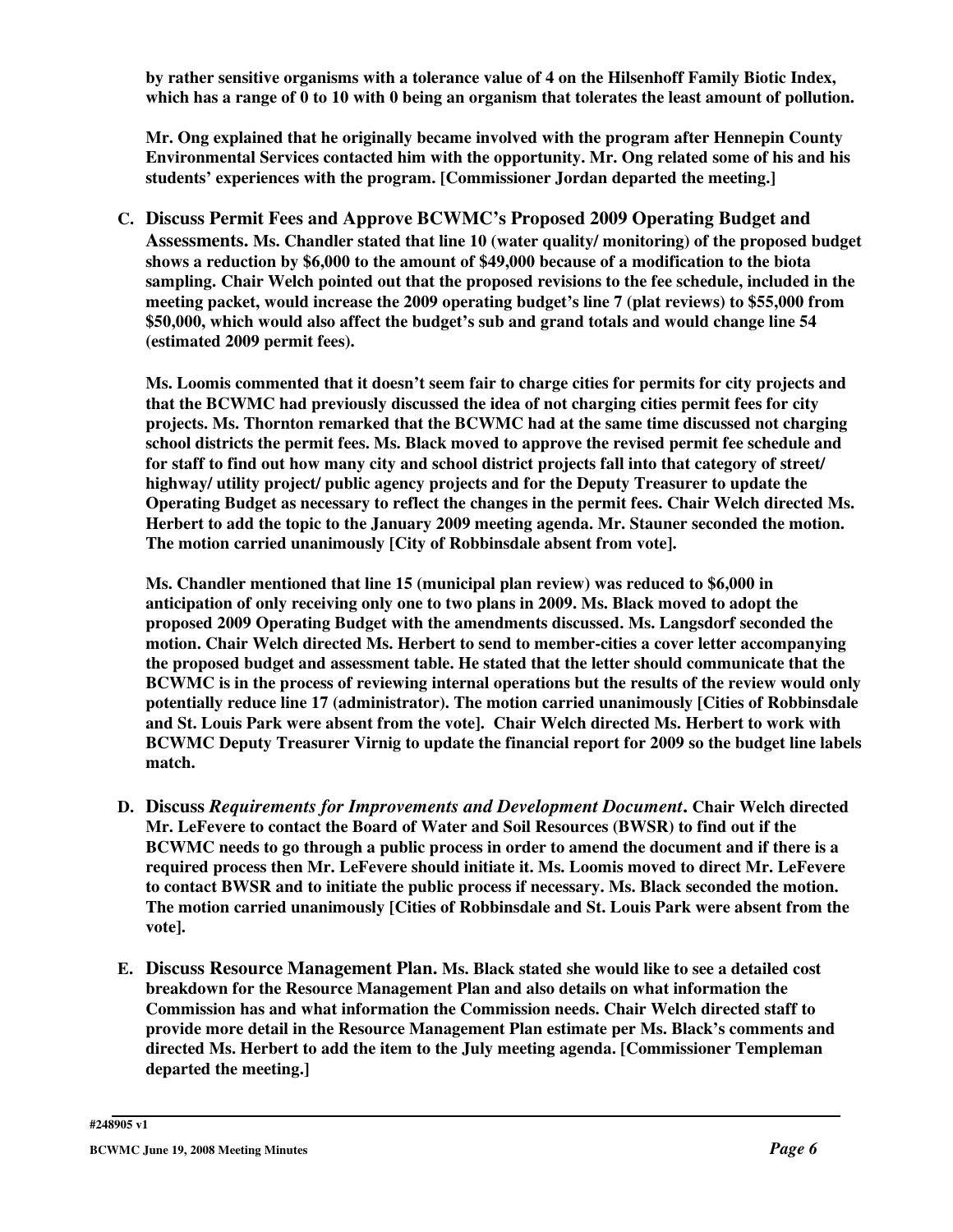**by rather sensitive organisms with a tolerance value of 4 on the Hilsenhoff Family Biotic Index, which has a range of 0 to 10 with 0 being an organism that tolerates the least amount of pollution.**

**Mr. Ong explained that he originally became involved with the program after Hennepin County Environmental Services contacted him with the opportunity. Mr. Ong related some of his and his students' experiences with the program. [Commissioner Jordan departed the meeting.]**

**C. Discuss Permit Fees and Approve BCWMC's Proposed 2009 Operating Budget and Assessments. Ms. Chandler stated that line 10 (water quality/ monitoring) of the proposed budget shows a reduction by $6,000 to the amount of $49,000 because of a modification to the biota sampling. Chair Welch pointed out that the proposed revisions to the fee schedule, included in the meeting packet, would increase the 2009 operating budget's line 7 (plat reviews) to $55,000 from $50,000, which would also affect the budget's sub and grand totals and would change line 54 (estimated 2009 permit fees).**

**Ms. Loomis commented that it doesn't seem fair to charge cities for permits for city projects and that the BCWMC had previously discussed the idea of not charging cities permit fees for city projects. Ms. Thornton remarked that the BCWMC had at the same time discussed not charging school districts the permit fees. Ms. Black moved to approve the revised permit fee schedule and for staff to find out how many city and school district projects fall into that category of street/ highway/ utility project/ public agency projects and for the Deputy Treasurer to update the Operating Budget as necessary to reflect the changes in the permit fees. Chair Welch directed Ms. Herbert to add the topic to the January 2009 meeting agenda. Mr. Stauner seconded the motion. The motion carried unanimously [City of Robbinsdale absent from vote].**

**Ms. Chandler mentioned that line 15 (municipal plan review) was reduced to $6,000 in anticipation of only receiving only one to two plans in 2009. Ms. Black moved to adopt the proposed 2009 Operating Budget with the amendments discussed. Ms. Langsdorf seconded the motion. Chair Welch directed Ms. Herbert to send to member-cities a cover letter accompanying the proposed budget and assessment table. He stated that the letter should communicate that the BCWMC is in the process of reviewing internal operations but the results of the review would only potentially reduce line 17 (administrator). The motion carried unanimously [Cities of Robbinsdale and St. Louis Park were absent from the vote]. Chair Welch directed Ms. Herbert to work with BCWMC Deputy Treasurer Virnig to update the financial report for 2009 so the budget line labels match.**

**D. Discuss *Requirements for Improvements and Development Document*. Chair Welch directed Mr. LeFevere to contact the Board of Water and Soil Resources (BWSR) to find out if the BCWMC needs to go through a public process in order to amend the document and if there is a required process then Mr. LeFevere should initiate it. Ms. Loomis moved to direct Mr. LeFevere to contact BWSR and to initiate the public process if necessary. Ms. Black seconded the motion. The motion carried unanimously [Cities of Robbinsdale and St. Louis Park were absent from the vote].**

**E. Discuss Resource Management Plan. Ms. Black stated she would like to see a detailed cost breakdown for the Resource Management Plan and also details on what information the Commission has and what information the Commission needs. Chair Welch directed staff to provide more detail in the Resource Management Plan estimate per Ms. Black's comments and directed Ms. Herbert to add the item to the July meeting agenda. [Commissioner Templeman departed the meeting.]**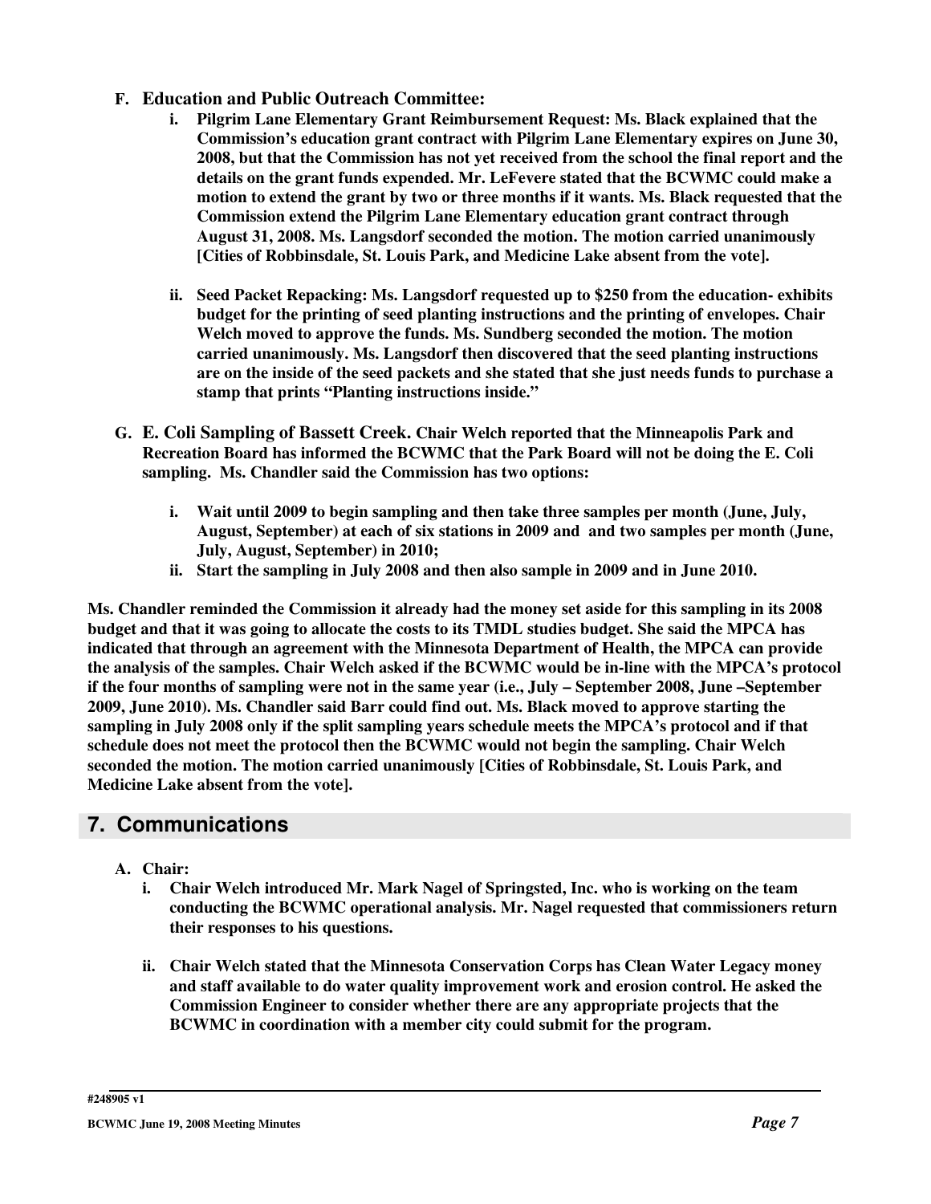**F. Education and Public Outreach Committee:**

i. **Pilgrim Lane Elementary Grant Reimbursement Request: Ms. Black explained that the Commission's education grant contract with Pilgrim Lane Elementary expires on June 30, 2008, but that the Commission has not yet received from the school the final report and the details on the grant funds expended. Mr. LeFevere stated that the BCWMC could make a motion to extend the grant by two or three months if it wants. Ms. Black requested that the Commission extend the Pilgrim Lane Elementary education grant contract through August 31, 2008. Ms. Langsdorf seconded the motion. The motion carried unanimously [Cities of Robbinsdale, St. Louis Park, and Medicine Lake absent from the vote].**

ii. **Seed Packet Repacking: Ms. Langsdorf requested up to $250 from the education- exhibits budget for the printing of seed planting instructions and the printing of envelopes. Chair Welch moved to approve the funds. Ms. Sundberg seconded the motion. The motion carried unanimously. Ms. Langsdorf then discovered that the seed planting instructions are on the inside of the seed packets and she stated that she just needs funds to purchase a stamp that prints "Planting instructions inside."**

**G. E. Coli Sampling of Bassett Creek. Chair Welch reported that the Minneapolis Park and Recreation Board has informed the BCWMC that the Park Board will not be doing the E. Coli sampling. Ms. Chandler said the Commission has two options:**

i. **Wait until 2009 to begin sampling and then take three samples per month (June, July, August, September) at each of six stations in 2009 and and two samples per month (June, July, August, September) in 2010;**

ii. **Start the sampling in July 2008 and then also sample in 2009 and in June 2010.**

**Ms. Chandler reminded the Commission it already had the money set aside for this sampling in its 2008 budget and that it was going to allocate the costs to its TMDL studies budget. She said the MPCA has indicated that through an agreement with the Minnesota Department of Health, the MPCA can provide the analysis of the samples. Chair Welch asked if the BCWMC would be in-line with the MPCA's protocol if the four months of sampling were not in the same year (i.e., July – September 2008, June –September 2009, June 2010). Ms. Chandler said Barr could find out. Ms. Black moved to approve starting the sampling in July 2008 only if the split sampling years schedule meets the MPCA's protocol and if that schedule does not meet the protocol then the BCWMC would not begin the sampling. Chair Welch seconded the motion. The motion carried unanimously [Cities of Robbinsdale, St. Louis Park, and Medicine Lake absent from the vote].**

## 7. Communications

**A. Chair:**

i. **Chair Welch introduced Mr. Mark Nagel of Springsted, Inc. who is working on the team conducting the BCWMC operational analysis. Mr. Nagel requested that commissioners return their responses to his questions.**

ii. **Chair Welch stated that the Minnesota Conservation Corps has Clean Water Legacy money and staff available to do water quality improvement work and erosion control. He asked the Commission Engineer to consider whether there are any appropriate projects that the BCWMC in coordination with a member city could submit for the program.**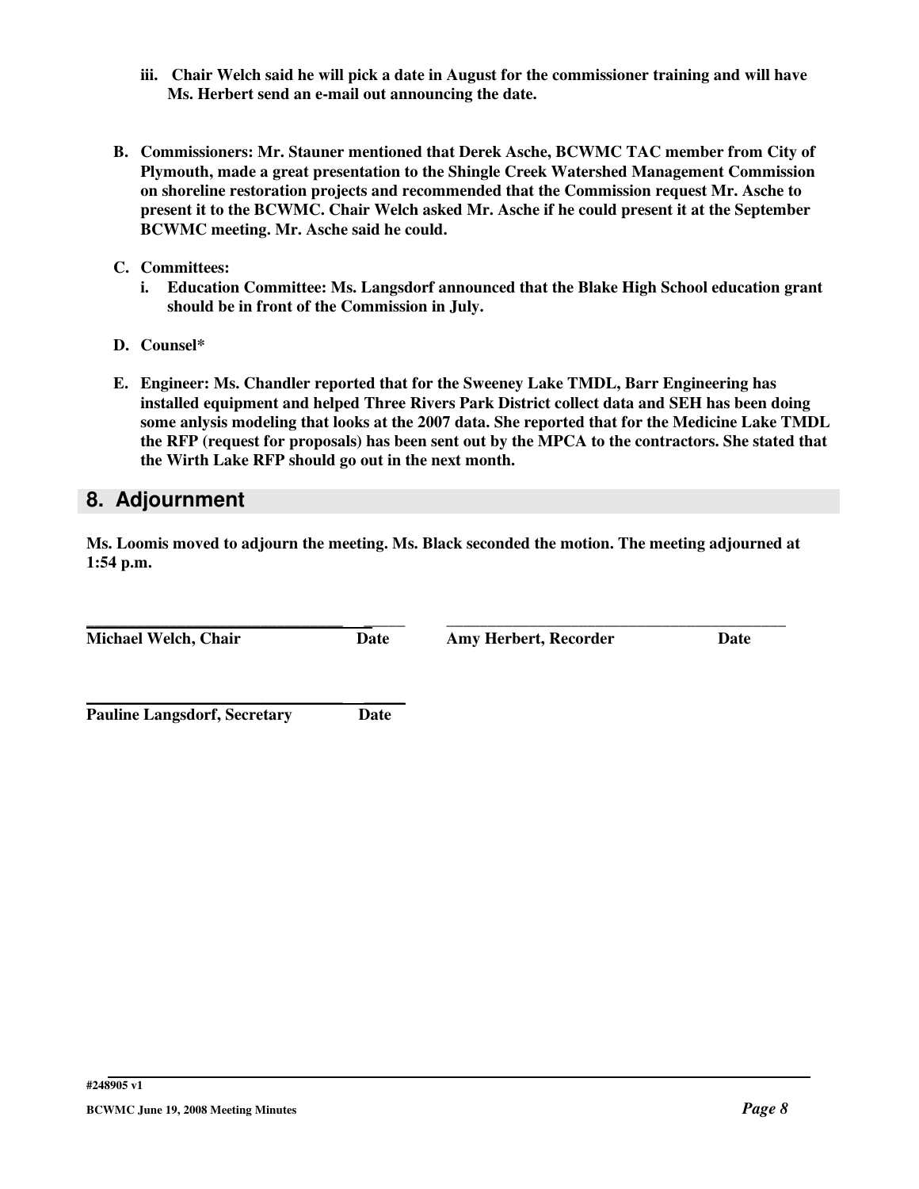**iii. Chair Welch said he will pick a date in August for the commissioner training and will have Ms. Herbert send an e-mail out announcing the date.**

**B. Commissioners: Mr. Stauner mentioned that Derek Asche, BCWMC TAC member from City of Plymouth, made a great presentation to the Shingle Creek Watershed Management Commission on shoreline restoration projects and recommended that the Commission request Mr. Asche to present it to the BCWMC. Chair Welch asked Mr. Asche if he could present it at the September BCWMC meeting. Mr. Asche said he could.**

**C. Committees:**

**i. Education Committee: Ms. Langsdorf announced that the Blake High School education grant should be in front of the Commission in July.**

**D. Counsel***

**E. Engineer: Ms. Chandler reported that for the Sweeney Lake TMDL, Barr Engineering has installed equipment and helped Three Rivers Park District collect data and SEH has been doing some anlysis modeling that looks at the 2007 data. She reported that for the Medicine Lake TMDL the RFP (request for proposals) has been sent out by the MPCA to the contractors. She stated that the Wirth Lake RFP should go out in the next month.**

## 8. Adjournment

**Ms. Loomis moved to adjourn the meeting. Ms. Black seconded the motion. The meeting adjourned at 1:54 p.m.**

| | | | |
|---|---|---|---|
| **Michael Welch, Chair** | **Date** | **Amy Herbert, Recorder** | **Date** |
| **Pauline Langsdorf, Secretary** | **Date** | | |

**#248905 v1**